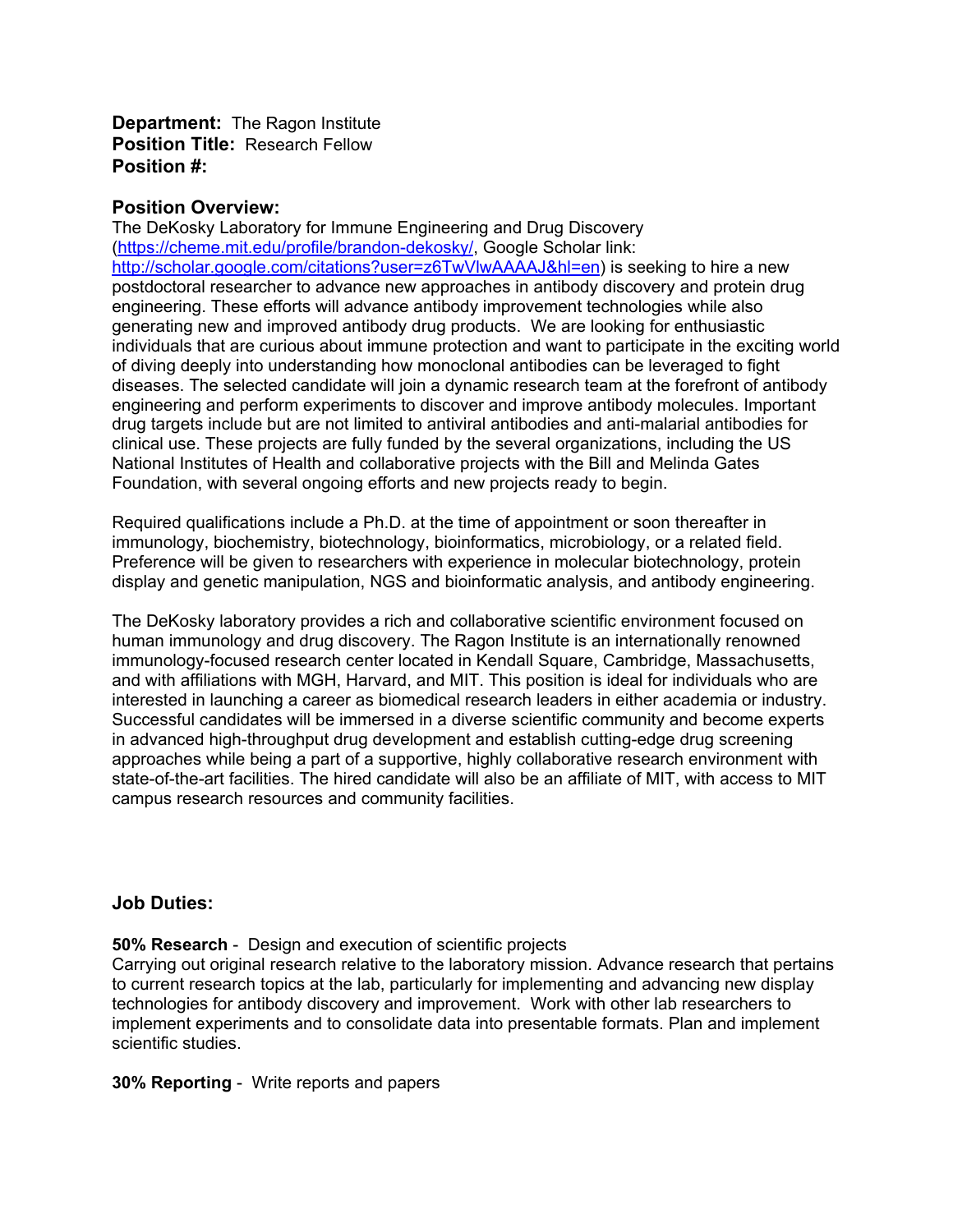**Department:** The Ragon Institute
**Position Title:** Research Fellow
**Position #:**

## Position Overview:

The DeKosky Laboratory for Immune Engineering and Drug Discovery ([https://cheme.mit.edu/profile/brandon-dekosky/](https://cheme.mit.edu/profile/brandon-dekosky/), Google Scholar link: [http://scholar.google.com/citations?user=z6TwVlwAAAAJ&hl=en](http://scholar.google.com/citations?user=z6TwVlwAAAAJ&hl=en)) is seeking to hire a new postdoctoral researcher to advance new approaches in antibody discovery and protein drug engineering. These efforts will advance antibody improvement technologies while also generating new and improved antibody drug products. We are looking for enthusiastic individuals that are curious about immune protection and want to participate in the exciting world of diving deeply into understanding how monoclonal antibodies can be leveraged to fight diseases. The selected candidate will join a dynamic research team at the forefront of antibody engineering and perform experiments to discover and improve antibody molecules. Important drug targets include but are not limited to antiviral antibodies and anti-malarial antibodies for clinical use. These projects are fully funded by the several organizations, including the US National Institutes of Health and collaborative projects with the Bill and Melinda Gates Foundation, with several ongoing efforts and new projects ready to begin.

Required qualifications include a Ph.D. at the time of appointment or soon thereafter in immunology, biochemistry, biotechnology, bioinformatics, microbiology, or a related field. Preference will be given to researchers with experience in molecular biotechnology, protein display and genetic manipulation, NGS and bioinformatic analysis, and antibody engineering.

The DeKosky laboratory provides a rich and collaborative scientific environment focused on human immunology and drug discovery. The Ragon Institute is an internationally renowned immunology-focused research center located in Kendall Square, Cambridge, Massachusetts, and with affiliations with MGH, Harvard, and MIT. This position is ideal for individuals who are interested in launching a career as biomedical research leaders in either academia or industry. Successful candidates will be immersed in a diverse scientific community and become experts in advanced high-throughput drug development and establish cutting-edge drug screening approaches while being a part of a supportive, highly collaborative research environment with state-of-the-art facilities. The hired candidate will also be an affiliate of MIT, with access to MIT campus research resources and community facilities.

## Job Duties:

**50% Research** - Design and execution of scientific projects
Carrying out original research relative to the laboratory mission. Advance research that pertains to current research topics at the lab, particularly for implementing and advancing new display technologies for antibody discovery and improvement. Work with other lab researchers to implement experiments and to consolidate data into presentable formats. Plan and implement scientific studies.

**30% Reporting** - Write reports and papers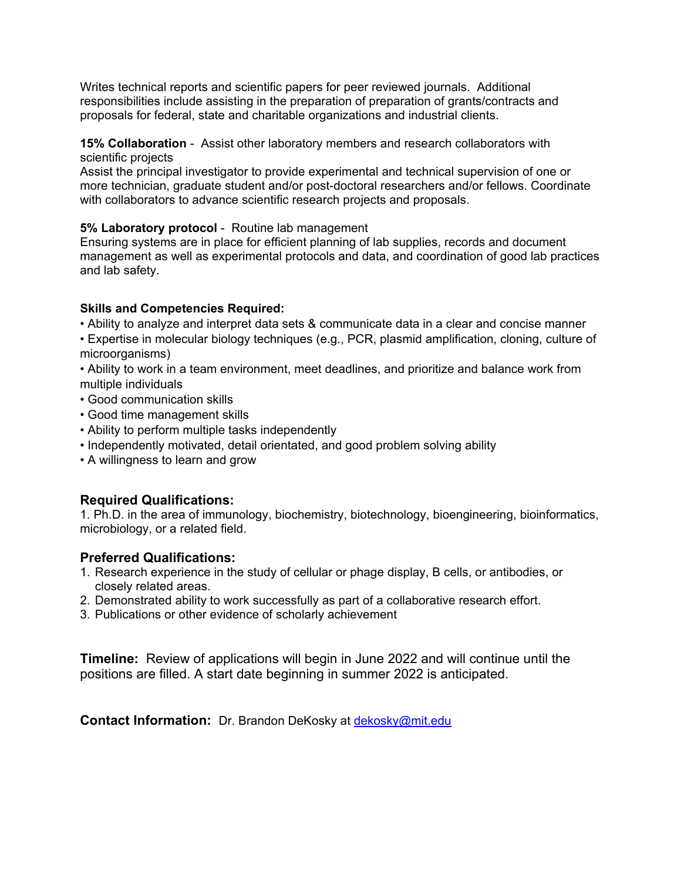Writes technical reports and scientific papers for peer reviewed journals. Additional responsibilities include assisting in the preparation of preparation of grants/contracts and proposals for federal, state and charitable organizations and industrial clients.

**15% Collaboration** - Assist other laboratory members and research collaborators with scientific projects
Assist the principal investigator to provide experimental and technical supervision of one or more technician, graduate student and/or post-doctoral researchers and/or fellows. Coordinate with collaborators to advance scientific research projects and proposals.

**5% Laboratory protocol** - Routine lab management
Ensuring systems are in place for efficient planning of lab supplies, records and document management as well as experimental protocols and data, and coordination of good lab practices and lab safety.

**Skills and Competencies Required:**

- Ability to analyze and interpret data sets & communicate data in a clear and concise manner
- Expertise in molecular biology techniques (e.g., PCR, plasmid amplification, cloning, culture of microorganisms)
- Ability to work in a team environment, meet deadlines, and prioritize and balance work from multiple individuals
- Good communication skills
- Good time management skills
- Ability to perform multiple tasks independently
- Independently motivated, detail orientated, and good problem solving ability
- A willingness to learn and grow

### Required Qualifications:

1. Ph.D. in the area of immunology, biochemistry, biotechnology, bioengineering, bioinformatics, microbiology, or a related field.

### Preferred Qualifications:

1. Research experience in the study of cellular or phage display, B cells, or antibodies, or closely related areas.
2. Demonstrated ability to work successfully as part of a collaborative research effort.
3. Publications or other evidence of scholarly achievement

**Timeline:** Review of applications will begin in June 2022 and will continue until the positions are filled. A start date beginning in summer 2022 is anticipated.

**Contact Information:** Dr. Brandon DeKosky at dekosky@mit.edu